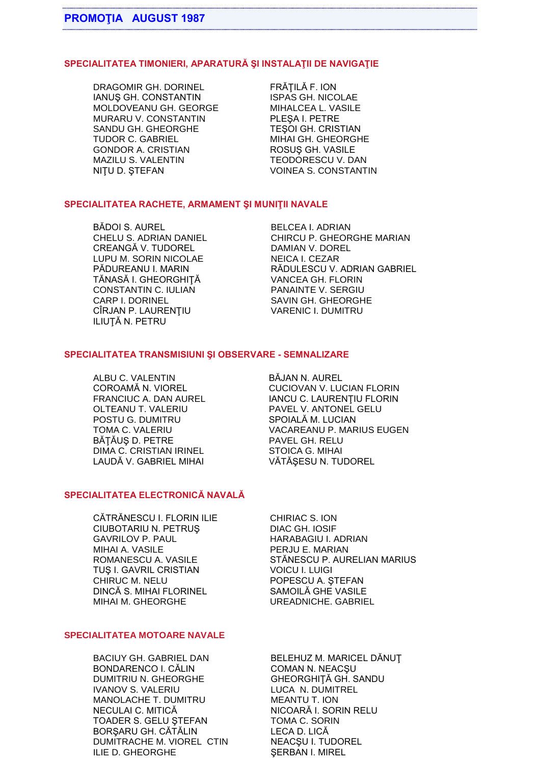# PROMOŢIA AUGUST 1987

## SPECIALITATEA TIMONIERI, APARATURĂ ŞI INSTALAŢII DE NAVIGAŢIE

DRAGOMIR GH. DORINEL
IANUŞ GH. CONSTANTIN
MOLDOVEANU GH. GEORGE
MURARU V. CONSTANTIN
SANDU GH. GHEORGHE
TUDOR C. GABRIEL
GONDOR A. CRISTIAN
MAZILU S. VALENTIN
NIŢU D. ŞTEFAN
FRĂŢILĂ F. ION
ISPAS GH. NICOLAE
MIHALCEA L. VASILE
PLEŞA I. PETRE
TEŞOI GH. CRISTIAN
MIHAI GH. GHEORGHE
ROSUŞ GH. VASILE
TEODORESCU V. DAN
VOINEA S. CONSTANTIN

## SPECIALITATEA RACHETE, ARMAMENT ŞI MUNIŢII NAVALE

BĂDOI S. AUREL
CHELU S. ADRIAN DANIEL
CREANGĂ V. TUDOREL
LUPU M. SORIN NICOLAE
PĂDUREANU I. MARIN
TĂNASĂ I. GHEORGHIŢĂ
CONSTANTIN C. IULIAN
CARP I. DORINEL
CÎRJAN P. LAURENŢIU
ILIUŢĂ N. PETRU
BELCEA I. ADRIAN
CHIRCU P. GHEORGHE MARIAN
DAMIAN V. DOREL
NEICA I. CEZAR
RĂDULESCU V. ADRIAN GABRIEL
VANCEA GH. FLORIN
PANAINTE V. SERGIU
SAVIN GH. GHEORGHE
VARENIC I. DUMITRU

## SPECIALITATEA TRANSMISIUNI ŞI OBSERVARE - SEMNALIZARE

ALBU C. VALENTIN
COROAMĂ N. VIOREL
FRANCIUC A. DAN AUREL
OLTEANU T. VALERIU
POSTU G. DUMITRU
TOMA C. VALERIU
BĂŢĂUŞ D. PETRE
DIMA C. CRISTIAN IRINEL
LAUDĂ V. GABRIEL MIHAI
BĂJAN N. AUREL
CUCIOVAN V. LUCIAN FLORIN
IANCU C. LAURENŢIU FLORIN
PAVEL V. ANTONEL GELU
SPOIALĂ M. LUCIAN
VACAREANU P. MARIUS EUGEN
PAVEL GH. RELU
STOICA G. MIHAI
VĂTĂŞESU N. TUDOREL

## SPECIALITATEA ELECTRONICĂ NAVALĂ

CĂTRĂNESCU I. FLORIN ILIE
CIUBOTARIU N. PETRUŞ
GAVRILOV P. PAUL
MIHAI A. VASILE
ROMANESCU A. VASILE
TUŞ I. GAVRIL CRISTIAN
CHIRUC M. NELU
DINCĂ S. MIHAI FLORINEL
MIHAI M. GHEORGHE
CHIRIAC S. ION
DIAC GH. IOSIF
HARABAGIU I. ADRIAN
PERJU E. MARIAN
STĂNESCU P. AURELIAN MARIUS
VOICU I. LUIGI
POPESCU A. ŞTEFAN
SAMOILĂ GHE VASILE
UREADNICHE. GABRIEL

## SPECIALITATEA MOTOARE NAVALE

BACIUY GH. GABRIEL DAN
BONDARENCO I. CĂLIN
DUMITRIU N. GHEORGHE
IVANOV S. VALERIU
MANOLACHE T. DUMITRU
NECULAI C. MITICĂ
TOADER S. GELU ŞTEFAN
BORŞARU GH. CĂTĂLIN
DUMITRACHE M. VIOREL CTIN
ILIE D. GHEORGHE
BELEHUZ M. MARICEL DĂNUŢ
COMAN N. NEACŞU
GHEORGHIŢĂ GH. SANDU
LUCA N. DUMITREL
MEANTU T. ION
NICOARĂ I. SORIN RELU
TOMA C. SORIN
LECA D. LICĂ
NEACŞU I. TUDOREL
ŞERBAN I. MIREL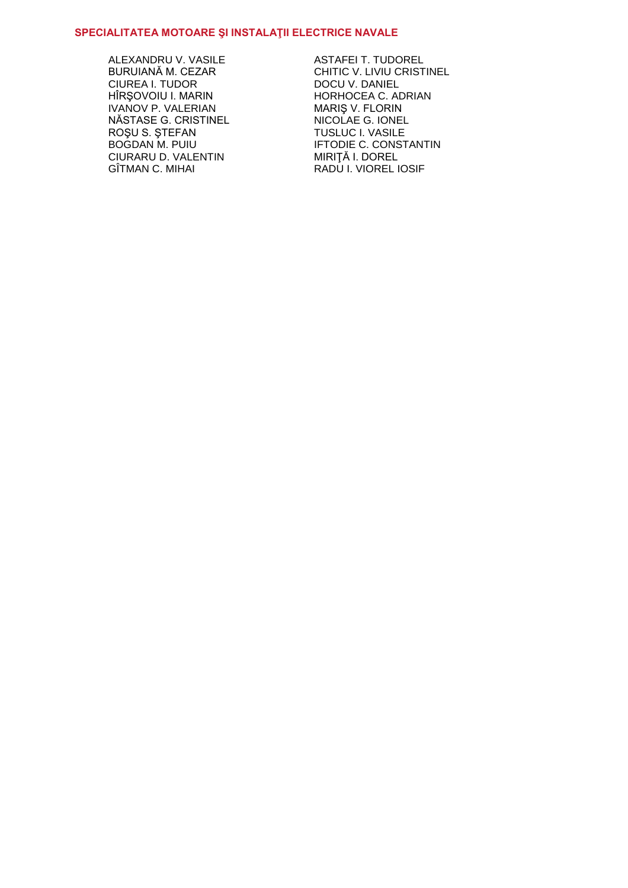## SPECIALITATEA MOTOARE ŞI INSTALAŢII ELECTRICE NAVALE

ALEXANDRU V. VASILE
BURUIANĂ M. CEZAR
CIUREA I. TUDOR
HÎRŞOVOIU I. MARIN
IVANOV P. VALERIAN
NĂSTASE G. CRISTINEL
ROŞU S. ŞTEFAN
BOGDAN M. PUIU
CIURARU D. VALENTIN
GÎTMAN C. MIHAI

ASTAFEI T. TUDOREL
CHITIC V. LIVIU CRISTINEL
DOCU V. DANIEL
HORHOCEA C. ADRIAN
MARIŞ V. FLORIN
NICOLAE G. IONEL
TUSLUC I. VASILE
IFTODIE C. CONSTANTIN
MIRIŢĂ I. DOREL
RADU I. VIOREL IOSIF